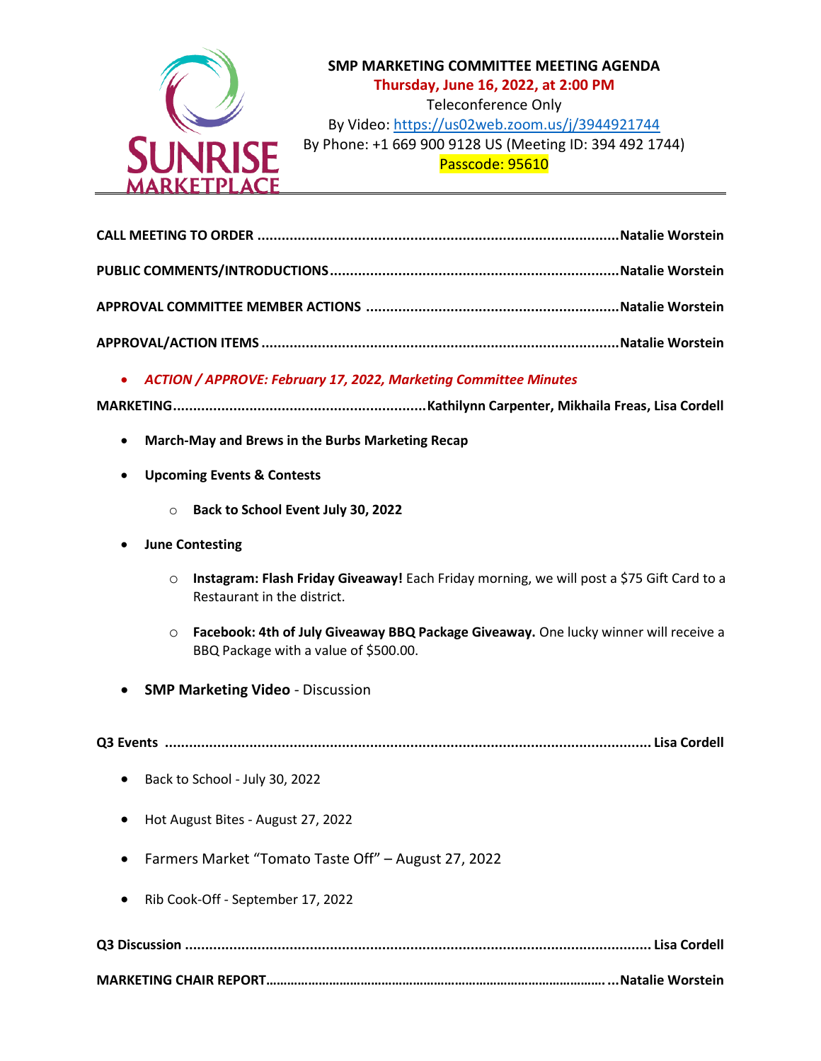SUNRISE MARKETPLACE

# SMP MARKETING COMMITTEE MEETING AGENDA

**Thursday, June 16, 2022, at 2:00 PM**

Teleconference Only

By Video: https://us02web.zoom.us/j/3944921744

By Phone: +1 669 900 9128 US (Meeting ID: 394 492 1744)

Passcode: 95610

---

**CALL MEETING TO ORDER ........................................................................................ Natalie Worstein**

**PUBLIC COMMENTS/INTRODUCTIONS ...................................................................... Natalie Worstein**

**APPROVAL COMMITTEE MEMBER ACTIONS .............................................................. Natalie Worstein**

**APPROVAL/ACTION ITEMS ........................................................................................ Natalie Worstein**

- ***ACTION / APPROVE: February 17, 2022, Marketing Committee Minutes***

**MARKETING............................................................. Kathilynn Carpenter, Mikhaila Freas, Lisa Cordell**

- **March-May and Brews in the Burbs Marketing Recap**
- **Upcoming Events & Contests**
  - **Back to School Event July 30, 2022**
- **June Contesting**
  - **Instagram: Flash Friday Giveaway!** Each Friday morning, we will post a $75 Gift Card to a Restaurant in the district.
  - **Facebook: 4th of July Giveaway BBQ Package Giveaway.** One lucky winner will receive a BBQ Package with a value of $500.00.
- **SMP Marketing Video** - Discussion

**Q3 Events ........................................................................................................................ Lisa Cordell**

- Back to School - July 30, 2022
- Hot August Bites - August 27, 2022
- Farmers Market "Tomato Taste Off" – August 27, 2022
- Rib Cook-Off - September 17, 2022

**Q3 Discussion .................................................................................................................. Lisa Cordell**

**MARKETING CHAIR REPORT............................................................................................. Natalie Worstein**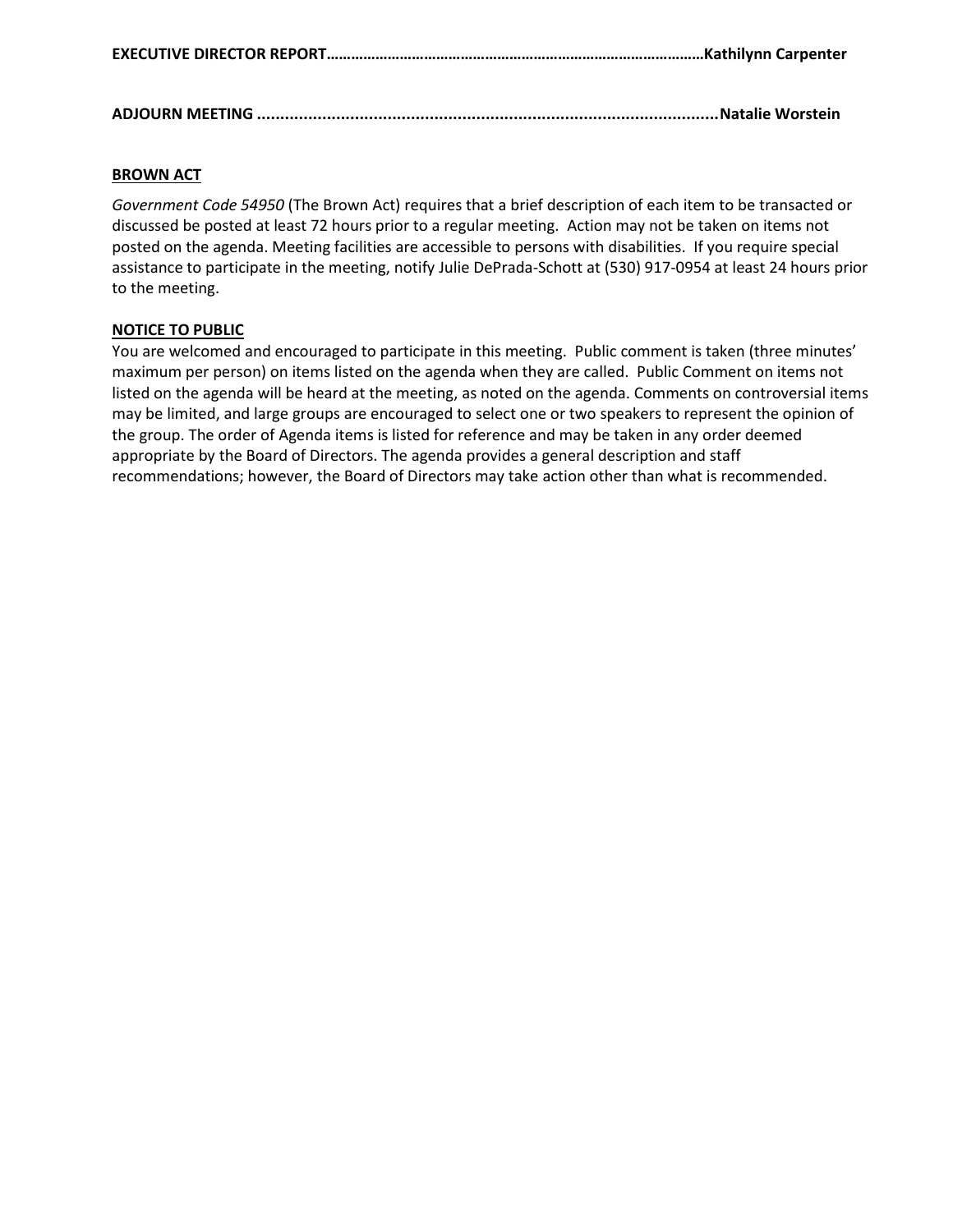**EXECUTIVE DIRECTOR REPORT………………………………………………………………………………Kathilynn Carpenter**

**ADJOURN MEETING ...................................................................................................Natalie Worstein**

**<u>BROWN ACT</u>**

*Government Code 54950* (The Brown Act) requires that a brief description of each item to be transacted or discussed be posted at least 72 hours prior to a regular meeting. Action may not be taken on items not posted on the agenda. Meeting facilities are accessible to persons with disabilities. If you require special assistance to participate in the meeting, notify Julie DePrada-Schott at (530) 917-0954 at least 24 hours prior to the meeting.

**<u>NOTICE TO PUBLIC</u>**

You are welcomed and encouraged to participate in this meeting. Public comment is taken (three minutes' maximum per person) on items listed on the agenda when they are called. Public Comment on items not listed on the agenda will be heard at the meeting, as noted on the agenda. Comments on controversial items may be limited, and large groups are encouraged to select one or two speakers to represent the opinion of the group. The order of Agenda items is listed for reference and may be taken in any order deemed appropriate by the Board of Directors. The agenda provides a general description and staff recommendations; however, the Board of Directors may take action other than what is recommended.